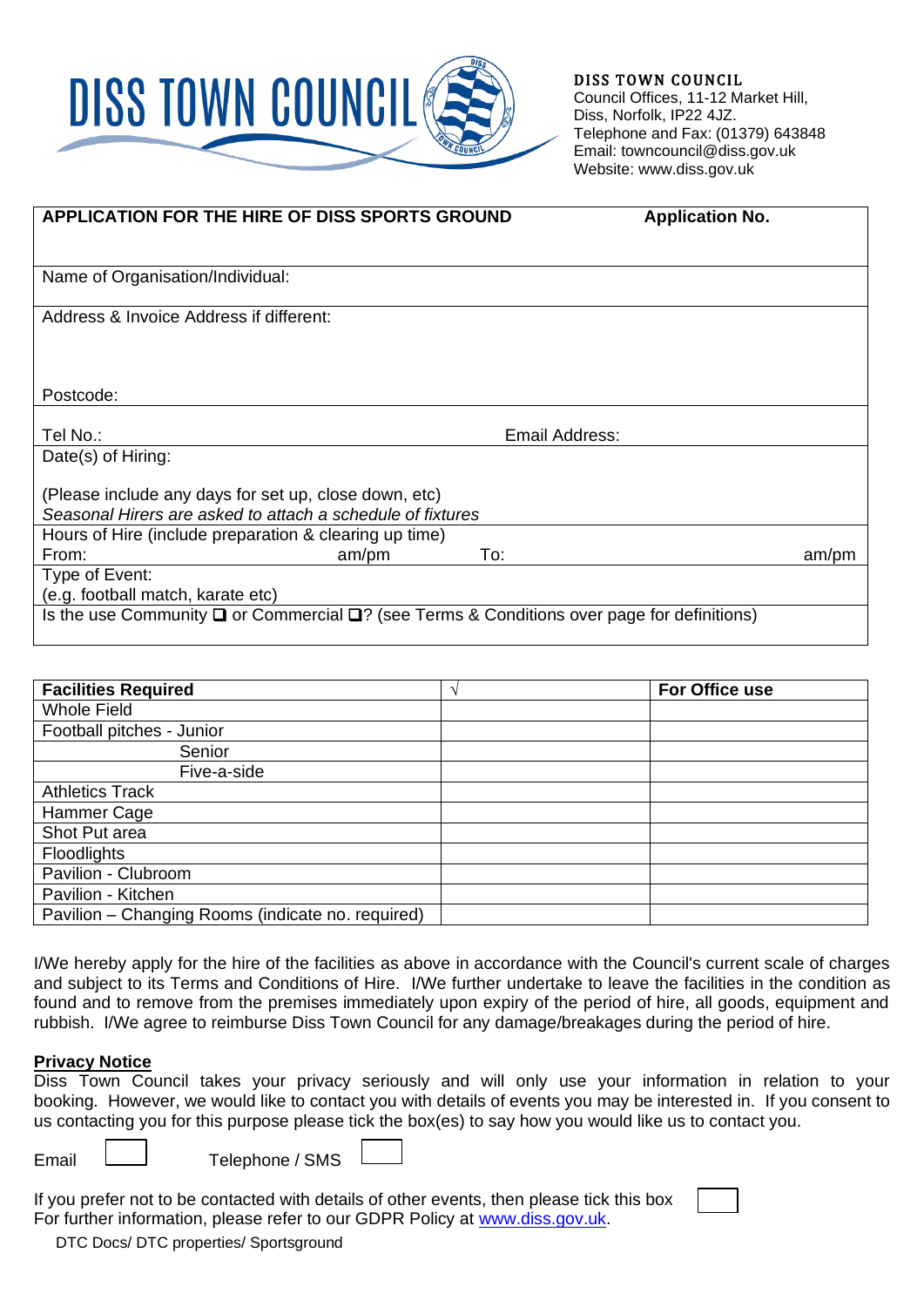# DISS TOWN COUNCIL

**DISS TOWN COUNCIL**
Council Offices, 11-12 Market Hill,
Diss, Norfolk, IP22 4JZ.
Telephone and Fax: (01379) 643848
Email: towncouncil@diss.gov.uk
Website: www.diss.gov.uk

| **APPLICATION FOR THE HIRE OF DISS SPORTS GROUND** | **Application No.** |
|---|---|
| Name of Organisation/Individual: | |
| Address & Invoice Address if different:<br><br><br>Postcode: | |
| Tel No.: | Email Address: |
| Date(s) of Hiring:<br><br>(Please include any days for set up, close down, etc)<br>*Seasonal Hirers are asked to attach a schedule of fixtures* | |
| Hours of Hire (include preparation & clearing up time)<br>From: am/pm | To: am/pm |
| Type of Event:<br>(e.g. football match, karate etc) | |
| Is the use Community ❑ or Commercial ❑? (see Terms & Conditions over page for definitions) | |

| **Facilities Required** | √ | **For Office use** |
|---|---|---|
| Whole Field | | |
| Football pitches - Junior | | |
| Senior | | |
| Five-a-side | | |
| Athletics Track | | |
| Hammer Cage | | |
| Shot Put area | | |
| Floodlights | | |
| Pavilion - Clubroom | | |
| Pavilion - Kitchen | | |
| Pavilion – Changing Rooms (indicate no. required) | | |

I/We hereby apply for the hire of the facilities as above in accordance with the Council's current scale of charges and subject to its Terms and Conditions of Hire. I/We further undertake to leave the facilities in the condition as found and to remove from the premises immediately upon expiry of the period of hire, all goods, equipment and rubbish. I/We agree to reimburse Diss Town Council for any damage/breakages during the period of hire.

**Privacy Notice**

Diss Town Council takes your privacy seriously and will only use your information in relation to your booking. However, we would like to contact you with details of events you may be interested in. If you consent to us contacting you for this purpose please tick the box(es) to say how you would like us to contact you.

Email ☐ Telephone / SMS ☐

If you prefer not to be contacted with details of other events, then please tick this box ☐
For further information, please refer to our GDPR Policy at www.diss.gov.uk.

DTC Docs/ DTC properties/ Sportsground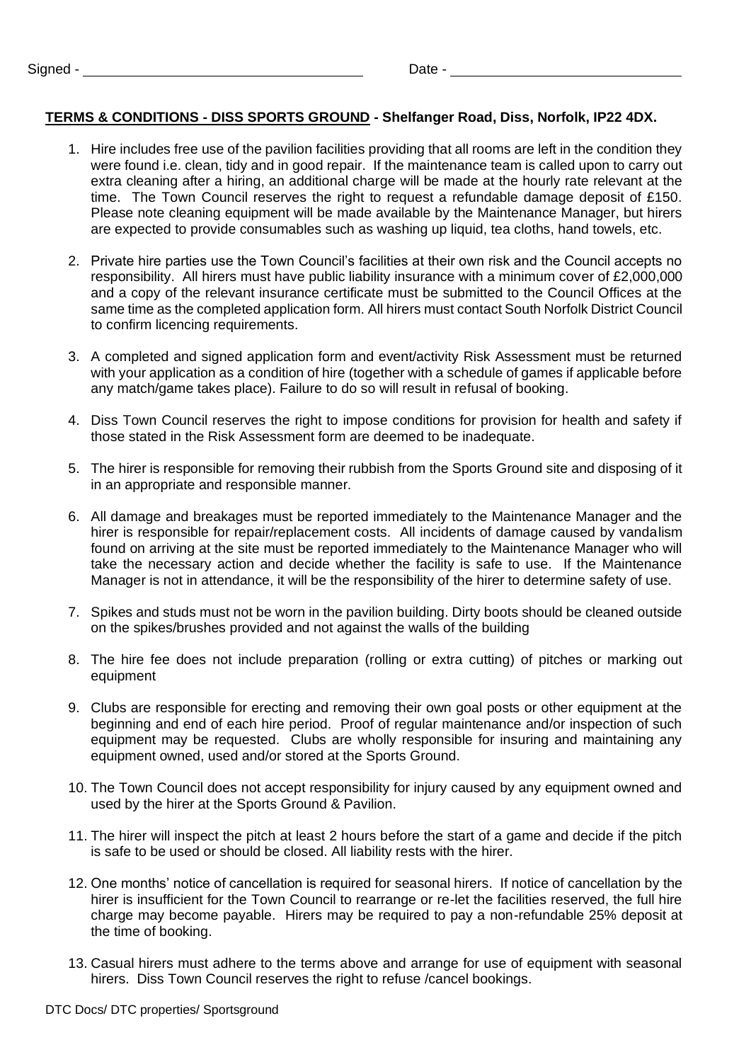Signed - \_\_\_\_\_\_\_\_\_\_\_\_\_\_\_\_\_\_\_\_\_\_\_\_\_\_\_\_\_\_\_\_ Date - \_\_\_\_\_\_\_\_\_\_\_\_\_\_\_\_\_\_\_\_\_\_\_\_\_\_\_\_\_\_

**<u>TERMS & CONDITIONS - DISS SPORTS GROUND</u> - Shelfanger Road, Diss, Norfolk, IP22 4DX.**

1. Hire includes free use of the pavilion facilities providing that all rooms are left in the condition they were found i.e. clean, tidy and in good repair. If the maintenance team is called upon to carry out extra cleaning after a hiring, an additional charge will be made at the hourly rate relevant at the time. The Town Council reserves the right to request a refundable damage deposit of £150. Please note cleaning equipment will be made available by the Maintenance Manager, but hirers are expected to provide consumables such as washing up liquid, tea cloths, hand towels, etc.

2. Private hire parties use the Town Council's facilities at their own risk and the Council accepts no responsibility. All hirers must have public liability insurance with a minimum cover of £2,000,000 and a copy of the relevant insurance certificate must be submitted to the Council Offices at the same time as the completed application form. All hirers must contact South Norfolk District Council to confirm licencing requirements.

3. A completed and signed application form and event/activity Risk Assessment must be returned with your application as a condition of hire (together with a schedule of games if applicable before any match/game takes place). Failure to do so will result in refusal of booking.

4. Diss Town Council reserves the right to impose conditions for provision for health and safety if those stated in the Risk Assessment form are deemed to be inadequate.

5. The hirer is responsible for removing their rubbish from the Sports Ground site and disposing of it in an appropriate and responsible manner.

6. All damage and breakages must be reported immediately to the Maintenance Manager and the hirer is responsible for repair/replacement costs. All incidents of damage caused by vandalism found on arriving at the site must be reported immediately to the Maintenance Manager who will take the necessary action and decide whether the facility is safe to use. If the Maintenance Manager is not in attendance, it will be the responsibility of the hirer to determine safety of use.

7. Spikes and studs must not be worn in the pavilion building. Dirty boots should be cleaned outside on the spikes/brushes provided and not against the walls of the building

8. The hire fee does not include preparation (rolling or extra cutting) of pitches or marking out equipment

9. Clubs are responsible for erecting and removing their own goal posts or other equipment at the beginning and end of each hire period. Proof of regular maintenance and/or inspection of such equipment may be requested. Clubs are wholly responsible for insuring and maintaining any equipment owned, used and/or stored at the Sports Ground.

10. The Town Council does not accept responsibility for injury caused by any equipment owned and used by the hirer at the Sports Ground & Pavilion.

11. The hirer will inspect the pitch at least 2 hours before the start of a game and decide if the pitch is safe to be used or should be closed. All liability rests with the hirer.

12. One months' notice of cancellation is required for seasonal hirers. If notice of cancellation by the hirer is insufficient for the Town Council to rearrange or re-let the facilities reserved, the full hire charge may become payable. Hirers may be required to pay a non-refundable 25% deposit at the time of booking.

13. Casual hirers must adhere to the terms above and arrange for use of equipment with seasonal hirers. Diss Town Council reserves the right to refuse /cancel bookings.

DTC Docs/ DTC properties/ Sportsground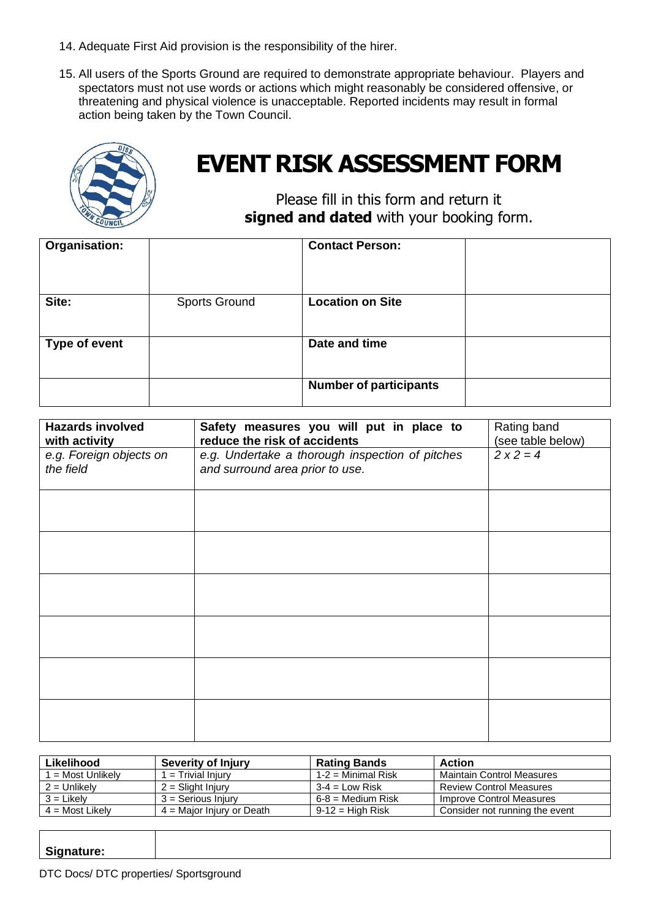14. Adequate First Aid provision is the responsibility of the hirer.

15. All users of the Sports Ground are required to demonstrate appropriate behaviour. Players and spectators must not use words or actions which might reasonably be considered offensive, or threatening and physical violence is unacceptable. Reported incidents may result in formal action being taken by the Town Council.

# EVENT RISK ASSESSMENT FORM

Please fill in this form and return it **signed and dated** with your booking form.

| **Organisation:** | | **Contact Person:** | |
|---|---|---|---|
| **Site:** | Sports Ground | **Location on Site** | |
| **Type of event** | | **Date and time** | |
| | | **Number of participants** | |

| **Hazards involved with activity** | **Safety measures you will put in place to reduce the risk of accidents** | Rating band (see table below) |
|---|---|---|
| *e.g. Foreign objects on the field* | *e.g. Undertake a thorough inspection of pitches and surround area prior to use.* | *2 x 2 = 4* |
| | | |
| | | |
| | | |
| | | |
| | | |
| | | |

| **Likelihood** | **Severity of Injury** | **Rating Bands** | **Action** |
|---|---|---|---|
| 1 = Most Unlikely | 1 = Trivial Injury | 1-2 = Minimal Risk | Maintain Control Measures |
| 2 = Unlikely | 2 = Slight Injury | 3-4 = Low Risk | Review Control Measures |
| 3 = Likely | 3 = Serious Injury | 6-8 = Medium Risk | Improve Control Measures |
| 4 = Most Likely | 4 = Major Injury or Death | 9-12 = High Risk | Consider not running the event |

| **Signature:** | |
|---|---|

DTC Docs/ DTC properties/ Sportsground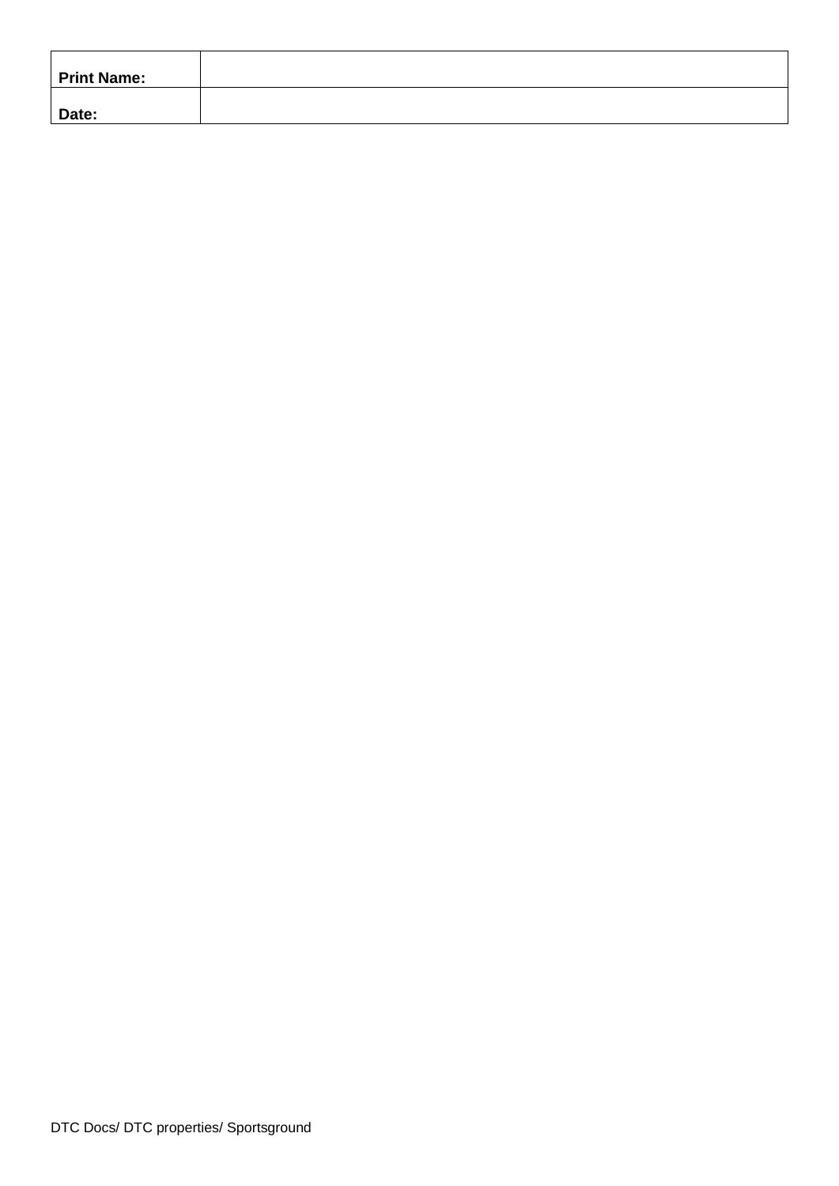| | |
|---|---|
| **Print Name:** | |
| **Date:** | |

DTC Docs/ DTC properties/ Sportsground